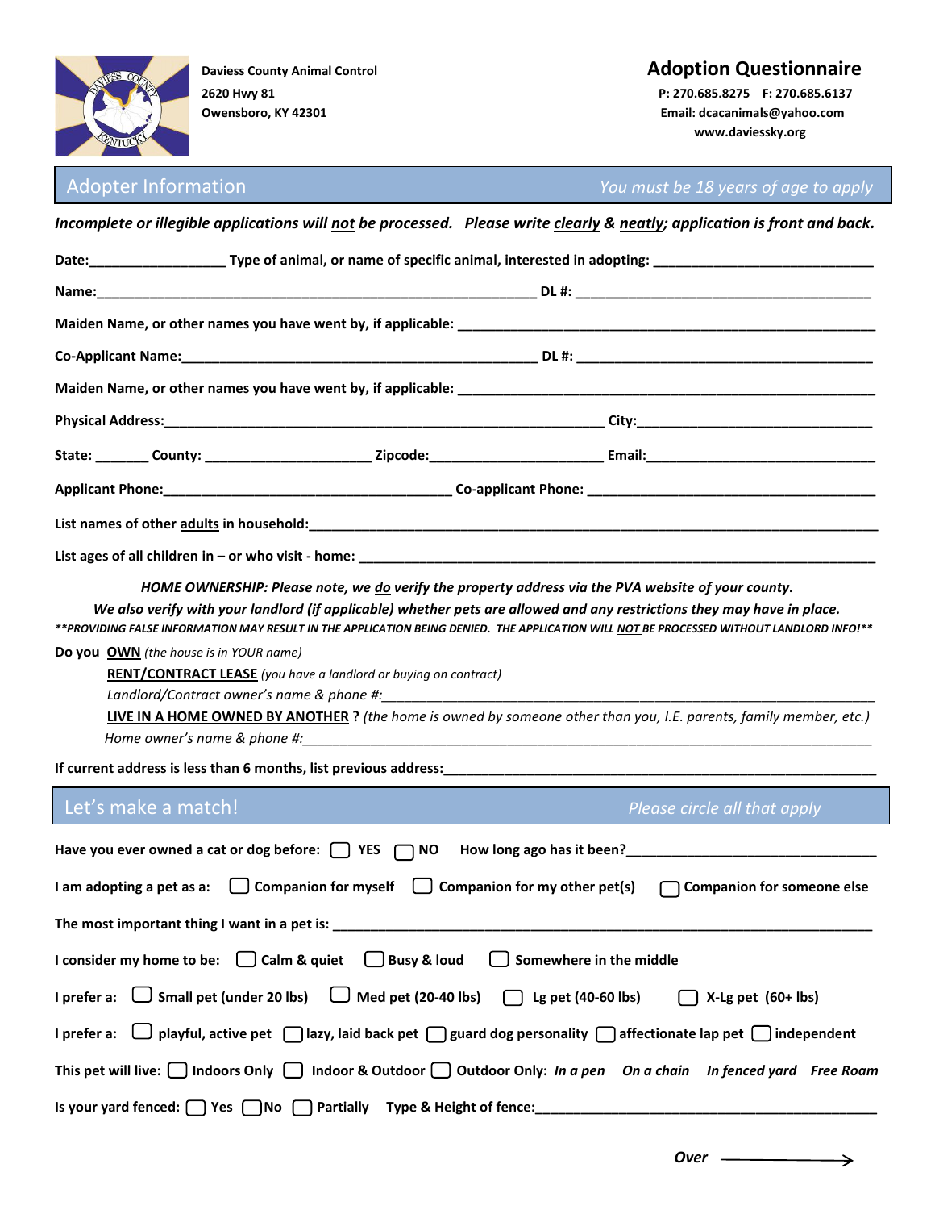Daviess County Animal Control
2620 Hwy 81
Owensboro, KY 42301

# Adoption Questionnaire

P: 270.685.8275 F: 270.685.6137
Email: dcacanimals@yahoo.com
www.daviessky.org

## Adopter Information

*You must be 18 years of age to apply*

***Incomplete or illegible applications will not be processed. Please write clearly & neatly; application is front and back.***

**Date:**__________________ **Type of animal, or name of specific animal, interested in adopting:** ____________________________

**Name:**_____________________________________________________________ **DL #:** ________________________________________

**Maiden Name, or other names you have went by, if applicable:** __________________________________________________________

**Co-Applicant Name:**__________________________________________________ **DL #:** ________________________________________

**Maiden Name, or other names you have went by, if applicable:** __________________________________________________________

**Physical Address:**______________________________________________________________ **City:**________________________________

**State:** _______ **County:** ______________________ **Zipcode:**_______________________ **Email:**______________________________

**Applicant Phone:**______________________________________ **Co-applicant Phone:** ______________________________________

**List names of other adults in household:**_____________________________________________________________________________

**List ages of all children in – or who visit - home:** ________________________________________________________________________

***HOME OWNERSHIP: Please note, we do verify the property address via the PVA website of your county.***
***We also verify with your landlord (if applicable) whether pets are allowed and any restrictions they may have in place.***
***\*\*PROVIDING FALSE INFORMATION MAY RESULT IN THE APPLICATION BEING DENIED. THE APPLICATION WILL NOT BE PROCESSED WITHOUT LANDLORD INFO!\*\****

**Do you OWN** *(the house is in YOUR name)*

**RENT/CONTRACT LEASE** *(you have a landlord or buying on contract)*
*Landlord/Contract owner's name & phone #:*______________________________________________________________________

**LIVE IN A HOME OWNED BY ANOTHER ?** *(the home is owned by someone other than you, I.E. parents, family member, etc.)*
*Home owner's name & phone #:*_____________________________________________________________________________

**If current address is less than 6 months, list previous address:**______________________________________________________

## Let's make a match!

*Please circle all that apply*

**Have you ever owned a cat or dog before:** ☐ **YES** ☐ **NO** **How long ago has it been?**_________________________________

**I am adopting a pet as a:** ☐ **Companion for myself** ☐ **Companion for my other pet(s)** ☐ **Companion for someone else**

**The most important thing I want in a pet is:** _________________________________________________________________________

**I consider my home to be:** ☐ **Calm & quiet** ☐ **Busy & loud** ☐ **Somewhere in the middle**

**I prefer a:** ☐ **Small pet (under 20 lbs)** ☐ **Med pet (20-40 lbs)** ☐ **Lg pet (40-60 lbs)** ☐ **X-Lg pet (60+ lbs)**

**I prefer a:** ☐ **playful, active pet** ☐ **lazy, laid back pet** ☐ **guard dog personality** ☐ **affectionate lap pet** ☐ **independent**

**This pet will live:** ☐ **Indoors Only** ☐ **Indoor & Outdoor** ☐ **Outdoor Only:** ***In a pen On a chain In fenced yard Free Roam***

**Is your yard fenced:** ☐ **Yes** ☐ **No** ☐ **Partially** **Type & Height of fence:**_____________________________________________

***Over*** ⟶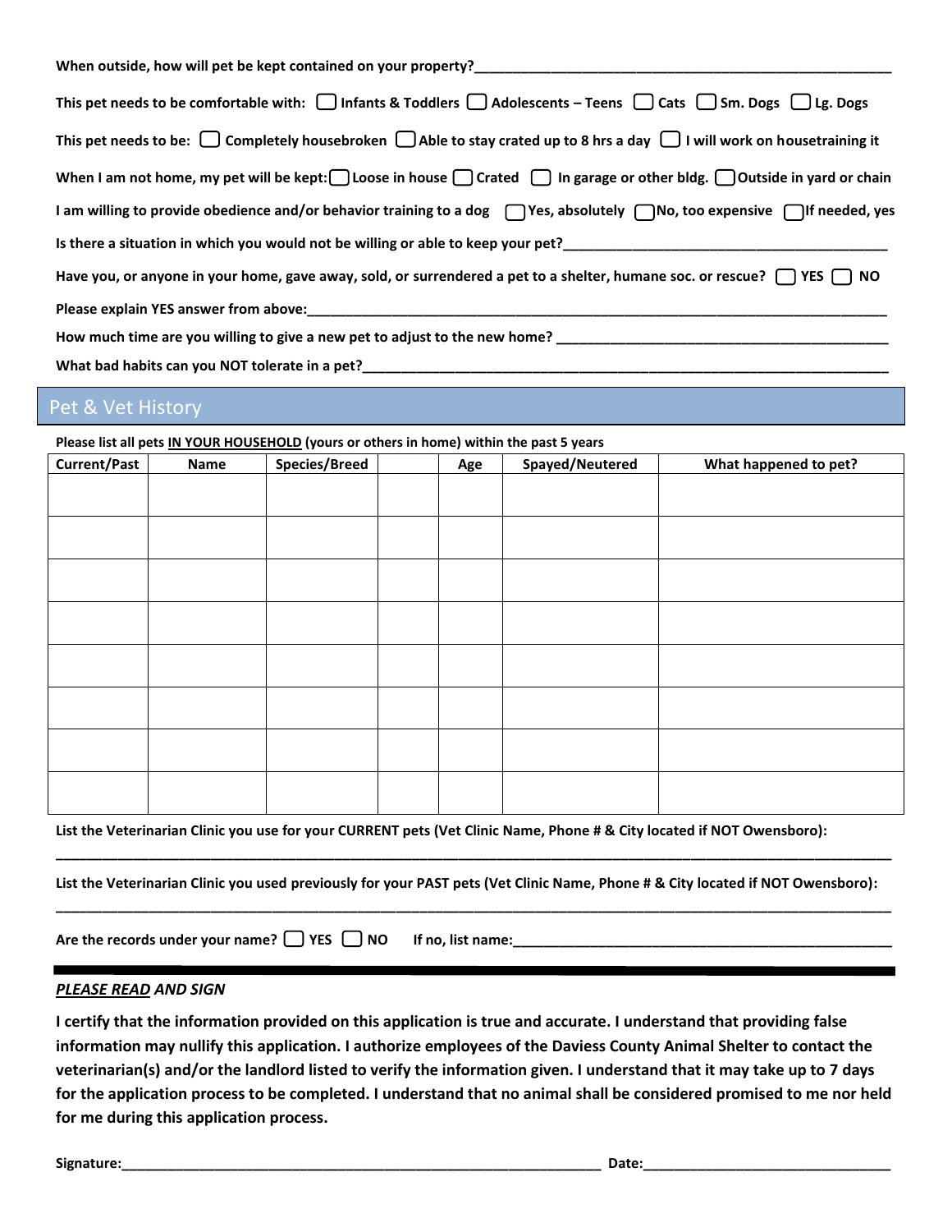**When outside, how will pet be kept contained on your property?**\_\_\_\_\_\_\_\_\_\_\_\_\_\_\_\_\_\_\_\_\_\_\_\_\_\_\_\_\_\_\_\_\_\_\_\_\_\_\_\_

**This pet needs to be comfortable with:** ☐ **Infants & Toddlers** ☐ **Adolescents – Teens** ☐ **Cats** ☐ **Sm. Dogs** ☐ **Lg. Dogs**

**This pet needs to be:** ☐ **Completely housebroken** ☐ **Able to stay crated up to 8 hrs a day** ☐ **I will work on housetraining it**

**When I am not home, my pet will be kept:** ☐ **Loose in house** ☐ **Crated** ☐ **In garage or other bldg.** ☐ **Outside in yard or chain**

**I am willing to provide obedience and/or behavior training to a dog** ☐ **Yes, absolutely** ☐ **No, too expensive** ☐ **If needed, yes**

**Is there a situation in which you would not be willing or able to keep your pet?**\_\_\_\_\_\_\_\_\_\_\_\_\_\_\_\_\_\_\_\_\_\_\_\_\_\_\_\_\_\_

**Have you, or anyone in your home, gave away, sold, or surrendered a pet to a shelter, humane soc. or rescue?** ☐ **YES** ☐ **NO**

**Please explain YES answer from above:**\_\_\_\_\_\_\_\_\_\_\_\_\_\_\_\_\_\_\_\_\_\_\_\_\_\_\_\_\_\_\_\_\_\_\_\_\_\_\_\_\_\_\_\_\_\_\_\_\_\_\_\_

**How much time are you willing to give a new pet to adjust to the new home?** \_\_\_\_\_\_\_\_\_\_\_\_\_\_\_\_\_\_\_\_\_\_\_\_\_\_\_\_\_\_

**What bad habits can you NOT tolerate in a pet?**\_\_\_\_\_\_\_\_\_\_\_\_\_\_\_\_\_\_\_\_\_\_\_\_\_\_\_\_\_\_\_\_\_\_\_\_\_\_\_\_\_\_\_\_\_\_

## Pet & Vet History

**Please list all pets IN YOUR HOUSEHOLD (yours or others in home) within the past 5 years**

| Current/Past | Name | Species/Breed | | Age | Spayed/Neutered | What happened to pet? |
|---|---|---|---|---|---|---|
| | | | | | | |
| | | | | | | |
| | | | | | | |
| | | | | | | |
| | | | | | | |
| | | | | | | |
| | | | | | | |
| | | | | | | |

**List the Veterinarian Clinic you use for your CURRENT pets (Vet Clinic Name, Phone # & City located if NOT Owensboro):**

\_\_\_\_\_\_\_\_\_\_\_\_\_\_\_\_\_\_\_\_\_\_\_\_\_\_\_\_\_\_\_\_\_\_\_\_\_\_\_\_\_\_\_\_\_\_\_\_\_\_\_\_\_\_\_\_\_\_\_\_\_\_\_\_\_\_\_\_\_\_\_\_\_\_\_\_\_\_

**List the Veterinarian Clinic you used previously for your PAST pets (Vet Clinic Name, Phone # & City located if NOT Owensboro):**

\_\_\_\_\_\_\_\_\_\_\_\_\_\_\_\_\_\_\_\_\_\_\_\_\_\_\_\_\_\_\_\_\_\_\_\_\_\_\_\_\_\_\_\_\_\_\_\_\_\_\_\_\_\_\_\_\_\_\_\_\_\_\_\_\_\_\_\_\_\_\_\_\_\_\_\_\_\_

**Are the records under your name?** ☐ **YES** ☐ **NO** **If no, list name:**\_\_\_\_\_\_\_\_\_\_\_\_\_\_\_\_\_\_\_\_\_\_\_\_\_\_\_\_\_\_\_\_\_\_\_\_

***PLEASE READ AND SIGN***

**I certify that the information provided on this application is true and accurate. I understand that providing false information may nullify this application. I authorize employees of the Daviess County Animal Shelter to contact the veterinarian(s) and/or the landlord listed to verify the information given. I understand that it may take up to 7 days for the application process to be completed. I understand that no animal shall be considered promised to me nor held for me during this application process.**

**Signature:**\_\_\_\_\_\_\_\_\_\_\_\_\_\_\_\_\_\_\_\_\_\_\_\_\_\_\_\_\_\_\_\_\_\_\_\_\_\_\_\_\_\_\_\_ **Date:**\_\_\_\_\_\_\_\_\_\_\_\_\_\_\_\_\_\_\_\_\_\_\_\_\_\_\_